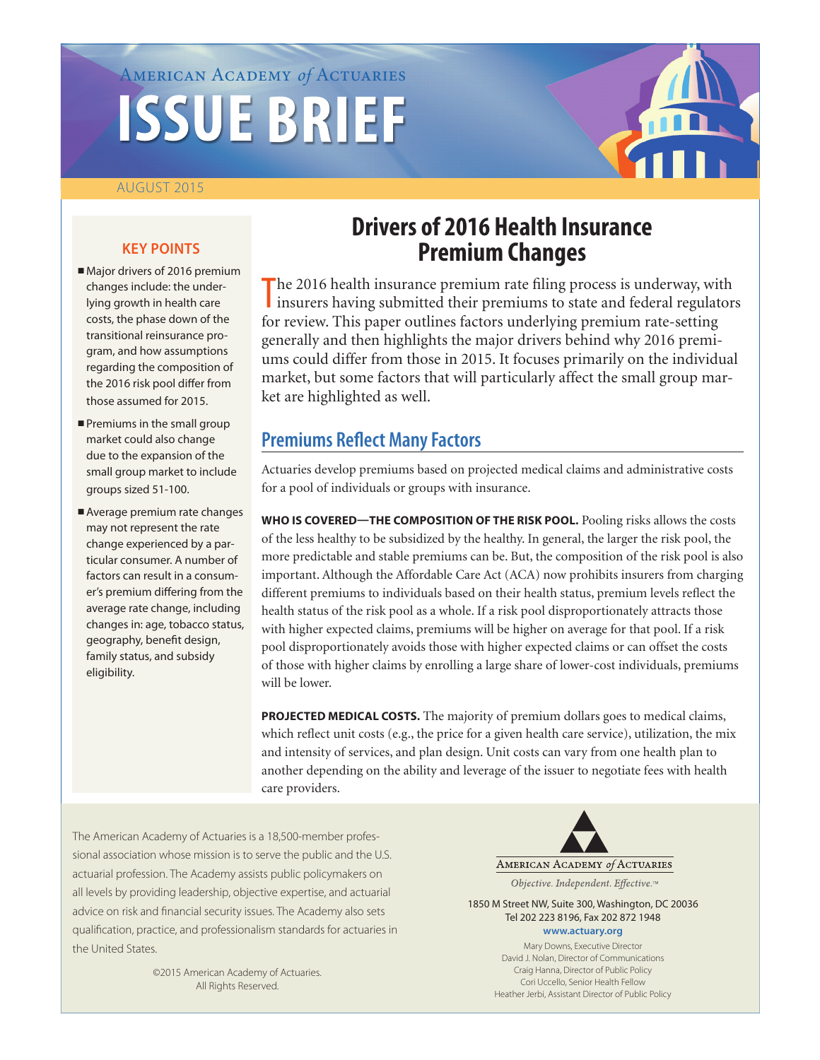American Academy *of* Actuaries

# ISSUE BRIEF

AUGUST 2015

# Drivers of 2016 Health Insurance Premium Changes

**KEY POINTS**

- Major drivers of 2016 premium changes include: the underlying growth in health care costs, the phase down of the transitional reinsurance program, and how assumptions regarding the composition of the 2016 risk pool differ from those assumed for 2015.
- Premiums in the small group market could also change due to the expansion of the small group market to include groups sized 51-100.
- Average premium rate changes may not represent the rate change experienced by a particular consumer. A number of factors can result in a consumer's premium differing from the average rate change, including changes in: age, tobacco status, geography, benefit design, family status, and subsidy eligibility.

The 2016 health insurance premium rate filing process is underway, with insurers having submitted their premiums to state and federal regulators for review. This paper outlines factors underlying premium rate-setting generally and then highlights the major drivers behind why 2016 premiums could differ from those in 2015. It focuses primarily on the individual market, but some factors that will particularly affect the small group market are highlighted as well.

## Premiums Reflect Many Factors

Actuaries develop premiums based on projected medical claims and administrative costs for a pool of individuals or groups with insurance.

**WHO IS COVERED—THE COMPOSITION OF THE RISK POOL.** Pooling risks allows the costs of the less healthy to be subsidized by the healthy. In general, the larger the risk pool, the more predictable and stable premiums can be. But, the composition of the risk pool is also important. Although the Affordable Care Act (ACA) now prohibits insurers from charging different premiums to individuals based on their health status, premium levels reflect the health status of the risk pool as a whole. If a risk pool disproportionately attracts those with higher expected claims, premiums will be higher on average for that pool. If a risk pool disproportionately avoids those with higher expected claims or can offset the costs of those with higher claims by enrolling a large share of lower-cost individuals, premiums will be lower.

**PROJECTED MEDICAL COSTS.** The majority of premium dollars goes to medical claims, which reflect unit costs (e.g., the price for a given health care service), utilization, the mix and intensity of services, and plan design. Unit costs can vary from one health plan to another depending on the ability and leverage of the issuer to negotiate fees with health care providers.

The American Academy of Actuaries is a 18,500-member professional association whose mission is to serve the public and the U.S. actuarial profession. The Academy assists public policymakers on all levels by providing leadership, objective expertise, and actuarial advice on risk and financial security issues. The Academy also sets qualification, practice, and professionalism standards for actuaries in the United States.

©2015 American Academy of Actuaries. All Rights Reserved.

American Academy *of* Actuaries

*Objective. Independent. Effective.*™

1850 M Street NW, Suite 300, Washington, DC 20036
Tel 202 223 8196, Fax 202 872 1948
**www.actuary.org**

Mary Downs, Executive Director
David J. Nolan, Director of Communications
Craig Hanna, Director of Public Policy
Cori Uccello, Senior Health Fellow
Heather Jerbi, Assistant Director of Public Policy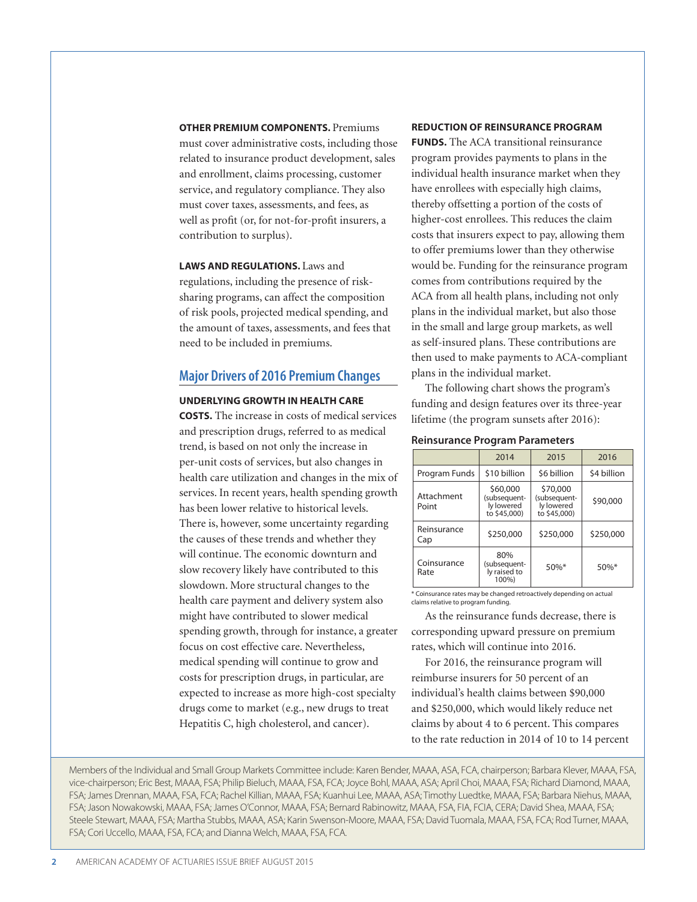**OTHER PREMIUM COMPONENTS.** Premiums must cover administrative costs, including those related to insurance product development, sales and enrollment, claims processing, customer service, and regulatory compliance. They also must cover taxes, assessments, and fees, as well as profit (or, for not-for-profit insurers, a contribution to surplus).

**LAWS AND REGULATIONS.** Laws and regulations, including the presence of risk-sharing programs, can affect the composition of risk pools, projected medical spending, and the amount of taxes, assessments, and fees that need to be included in premiums.

## Major Drivers of 2016 Premium Changes

**UNDERLYING GROWTH IN HEALTH CARE COSTS.** The increase in costs of medical services and prescription drugs, referred to as medical trend, is based on not only the increase in per-unit costs of services, but also changes in health care utilization and changes in the mix of services. In recent years, health spending growth has been lower relative to historical levels. There is, however, some uncertainty regarding the causes of these trends and whether they will continue. The economic downturn and slow recovery likely have contributed to this slowdown. More structural changes to the health care payment and delivery system also might have contributed to slower medical spending growth, through for instance, a greater focus on cost effective care. Nevertheless, medical spending will continue to grow and costs for prescription drugs, in particular, are expected to increase as more high-cost specialty drugs come to market (e.g., new drugs to treat Hepatitis C, high cholesterol, and cancer).

**REDUCTION OF REINSURANCE PROGRAM FUNDS.** The ACA transitional reinsurance program provides payments to plans in the individual health insurance market when they have enrollees with especially high claims, thereby offsetting a portion of the costs of higher-cost enrollees. This reduces the claim costs that insurers expect to pay, allowing them to offer premiums lower than they otherwise would be. Funding for the reinsurance program comes from contributions required by the ACA from all health plans, including not only plans in the individual market, but also those in the small and large group markets, as well as self-insured plans. These contributions are then used to make payments to ACA-compliant plans in the individual market.

The following chart shows the program's funding and design features over its three-year lifetime (the program sunsets after 2016):

**Reinsurance Program Parameters**

| | 2014 | 2015 | 2016 |
|---|---|---|---|
| Program Funds | $10 billion | $6 billion | $4 billion |
| Attachment Point | $60,000 (subsequently lowered to $45,000) | $70,000 (subsequently lowered to $45,000) | $90,000 |
| Reinsurance Cap | $250,000 | $250,000 | $250,000 |
| Coinsurance Rate | 80% (subsequently raised to 100%) | 50%* | 50%* |

\* Coinsurance rates may be changed retroactively depending on actual claims relative to program funding.

As the reinsurance funds decrease, there is corresponding upward pressure on premium rates, which will continue into 2016.

For 2016, the reinsurance program will reimburse insurers for 50 percent of an individual's health claims between $90,000 and $250,000, which would likely reduce net claims by about 4 to 6 percent. This compares to the rate reduction in 2014 of 10 to 14 percent

Members of the Individual and Small Group Markets Committee include: Karen Bender, MAAA, ASA, FCA, chairperson; Barbara Klever, MAAA, FSA, vice-chairperson; Eric Best, MAAA, FSA; Philip Bieluch, MAAA, FSA, FCA; Joyce Bohl, MAAA, ASA; April Choi, MAAA, FSA; Richard Diamond, MAAA, FSA; James Drennan, MAAA, FSA, FCA; Rachel Killian, MAAA, FSA; Kuanhui Lee, MAAA, ASA; Timothy Luedtke, MAAA, FSA; Barbara Niehus, MAAA, FSA; Jason Nowakowski, MAAA, FSA; James O'Connor, MAAA, FSA; Bernard Rabinowitz, MAAA, FSA, FIA, FCIA, CERA; David Shea, MAAA, FSA; Steele Stewart, MAAA, FSA; Martha Stubbs, MAAA, ASA; Karin Swenson-Moore, MAAA, FSA; David Tuomala, MAAA, FSA, FCA; Rod Turner, MAAA, FSA; Cori Uccello, MAAA, FSA, FCA; and Dianna Welch, MAAA, FSA, FCA.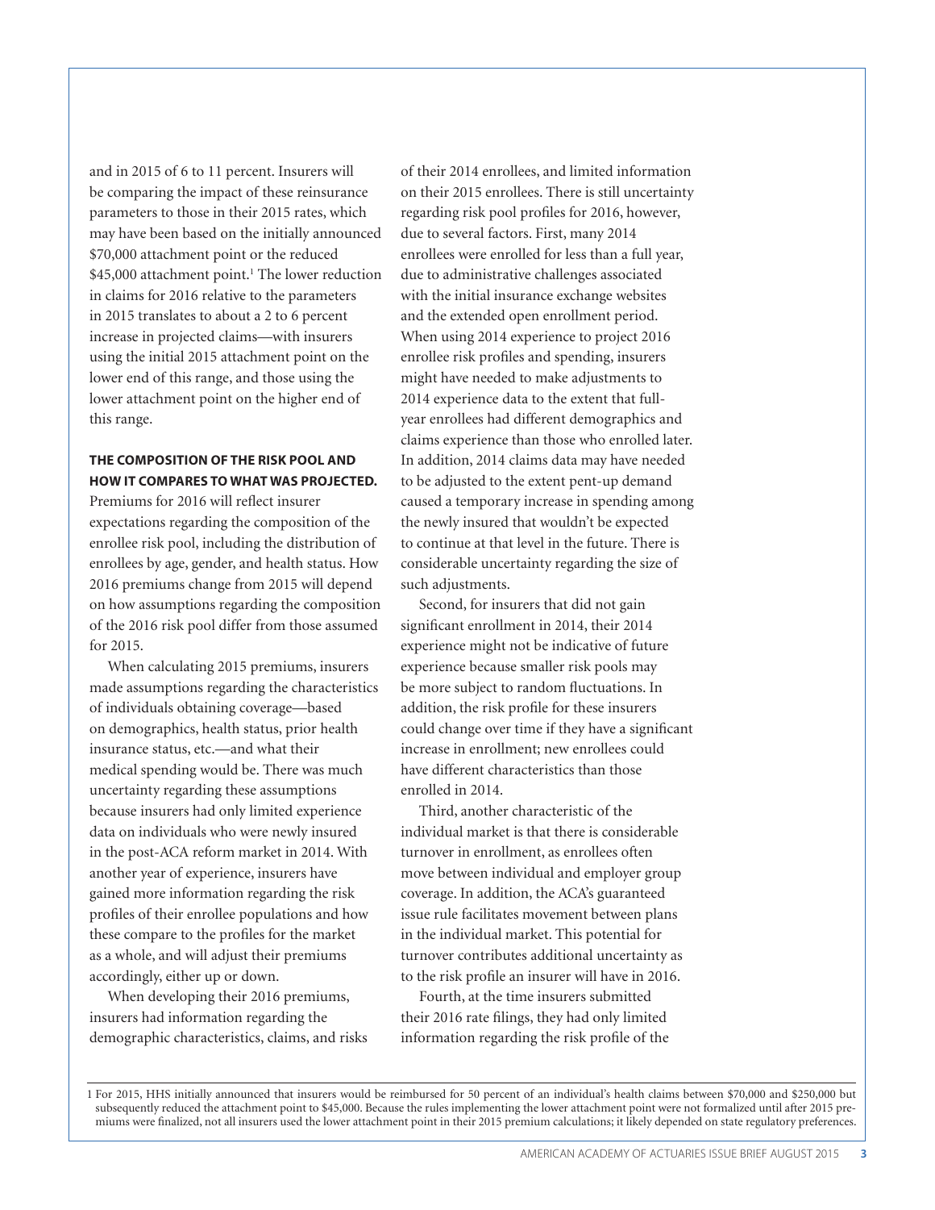and in 2015 of 6 to 11 percent. Insurers will be comparing the impact of these reinsurance parameters to those in their 2015 rates, which may have been based on the initially announced $70,000 attachment point or the reduced $45,000 attachment point.[1] The lower reduction in claims for 2016 relative to the parameters in 2015 translates to about a 2 to 6 percent increase in projected claims—with insurers using the initial 2015 attachment point on the lower end of this range, and those using the lower attachment point on the higher end of this range.

**THE COMPOSITION OF THE RISK POOL AND HOW IT COMPARES TO WHAT WAS PROJECTED.** Premiums for 2016 will reflect insurer expectations regarding the composition of the enrollee risk pool, including the distribution of enrollees by age, gender, and health status. How 2016 premiums change from 2015 will depend on how assumptions regarding the composition of the 2016 risk pool differ from those assumed for 2015.

When calculating 2015 premiums, insurers made assumptions regarding the characteristics of individuals obtaining coverage—based on demographics, health status, prior health insurance status, etc.—and what their medical spending would be. There was much uncertainty regarding these assumptions because insurers had only limited experience data on individuals who were newly insured in the post-ACA reform market in 2014. With another year of experience, insurers have gained more information regarding the risk profiles of their enrollee populations and how these compare to the profiles for the market as a whole, and will adjust their premiums accordingly, either up or down.

When developing their 2016 premiums, insurers had information regarding the demographic characteristics, claims, and risks of their 2014 enrollees, and limited information on their 2015 enrollees. There is still uncertainty regarding risk pool profiles for 2016, however, due to several factors. First, many 2014 enrollees were enrolled for less than a full year, due to administrative challenges associated with the initial insurance exchange websites and the extended open enrollment period. When using 2014 experience to project 2016 enrollee risk profiles and spending, insurers might have needed to make adjustments to 2014 experience data to the extent that full-year enrollees had different demographics and claims experience than those who enrolled later. In addition, 2014 claims data may have needed to be adjusted to the extent pent-up demand caused a temporary increase in spending among the newly insured that wouldn't be expected to continue at that level in the future. There is considerable uncertainty regarding the size of such adjustments.

Second, for insurers that did not gain significant enrollment in 2014, their 2014 experience might not be indicative of future experience because smaller risk pools may be more subject to random fluctuations. In addition, the risk profile for these insurers could change over time if they have a significant increase in enrollment; new enrollees could have different characteristics than those enrolled in 2014.

Third, another characteristic of the individual market is that there is considerable turnover in enrollment, as enrollees often move between individual and employer group coverage. In addition, the ACA's guaranteed issue rule facilitates movement between plans in the individual market. This potential for turnover contributes additional uncertainty as to the risk profile an insurer will have in 2016.

Fourth, at the time insurers submitted their 2016 rate filings, they had only limited information regarding the risk profile of the

[1] For 2015, HHS initially announced that insurers would be reimbursed for 50 percent of an individual's health claims between $70,000 and $250,000 but subsequently reduced the attachment point to $45,000. Because the rules implementing the lower attachment point were not formalized until after 2015 premiums were finalized, not all insurers used the lower attachment point in their 2015 premium calculations; it likely depended on state regulatory preferences.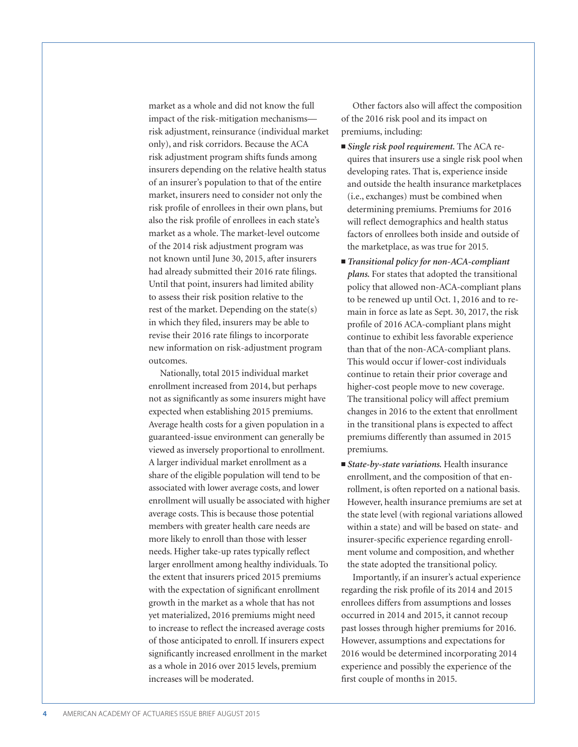market as a whole and did not know the full impact of the risk-mitigation mechanisms—risk adjustment, reinsurance (individual market only), and risk corridors. Because the ACA risk adjustment program shifts funds among insurers depending on the relative health status of an insurer's population to that of the entire market, insurers need to consider not only the risk profile of enrollees in their own plans, but also the risk profile of enrollees in each state's market as a whole. The market-level outcome of the 2014 risk adjustment program was not known until June 30, 2015, after insurers had already submitted their 2016 rate filings. Until that point, insurers had limited ability to assess their risk position relative to the rest of the market. Depending on the state(s) in which they filed, insurers may be able to revise their 2016 rate filings to incorporate new information on risk-adjustment program outcomes.

Nationally, total 2015 individual market enrollment increased from 2014, but perhaps not as significantly as some insurers might have expected when establishing 2015 premiums. Average health costs for a given population in a guaranteed-issue environment can generally be viewed as inversely proportional to enrollment. A larger individual market enrollment as a share of the eligible population will tend to be associated with lower average costs, and lower enrollment will usually be associated with higher average costs. This is because those potential members with greater health care needs are more likely to enroll than those with lesser needs. Higher take-up rates typically reflect larger enrollment among healthy individuals. To the extent that insurers priced 2015 premiums with the expectation of significant enrollment growth in the market as a whole that has not yet materialized, 2016 premiums might need to increase to reflect the increased average costs of those anticipated to enroll. If insurers expect significantly increased enrollment in the market as a whole in 2016 over 2015 levels, premium increases will be moderated.

Other factors also will affect the composition of the 2016 risk pool and its impact on premiums, including:

- ***Single risk pool requirement.*** The ACA requires that insurers use a single risk pool when developing rates. That is, experience inside and outside the health insurance marketplaces (i.e., exchanges) must be combined when determining premiums. Premiums for 2016 will reflect demographics and health status factors of enrollees both inside and outside of the marketplace, as was true for 2015.
- ***Transitional policy for non-ACA-compliant plans.*** For states that adopted the transitional policy that allowed non-ACA-compliant plans to be renewed up until Oct. 1, 2016 and to remain in force as late as Sept. 30, 2017, the risk profile of 2016 ACA-compliant plans might continue to exhibit less favorable experience than that of the non-ACA-compliant plans. This would occur if lower-cost individuals continue to retain their prior coverage and higher-cost people move to new coverage. The transitional policy will affect premium changes in 2016 to the extent that enrollment in the transitional plans is expected to affect premiums differently than assumed in 2015 premiums.
- ***State-by-state variations.*** Health insurance enrollment, and the composition of that enrollment, is often reported on a national basis. However, health insurance premiums are set at the state level (with regional variations allowed within a state) and will be based on state- and insurer-specific experience regarding enrollment volume and composition, and whether the state adopted the transitional policy.

Importantly, if an insurer's actual experience regarding the risk profile of its 2014 and 2015 enrollees differs from assumptions and losses occurred in 2014 and 2015, it cannot recoup past losses through higher premiums for 2016. However, assumptions and expectations for 2016 would be determined incorporating 2014 experience and possibly the experience of the first couple of months in 2015.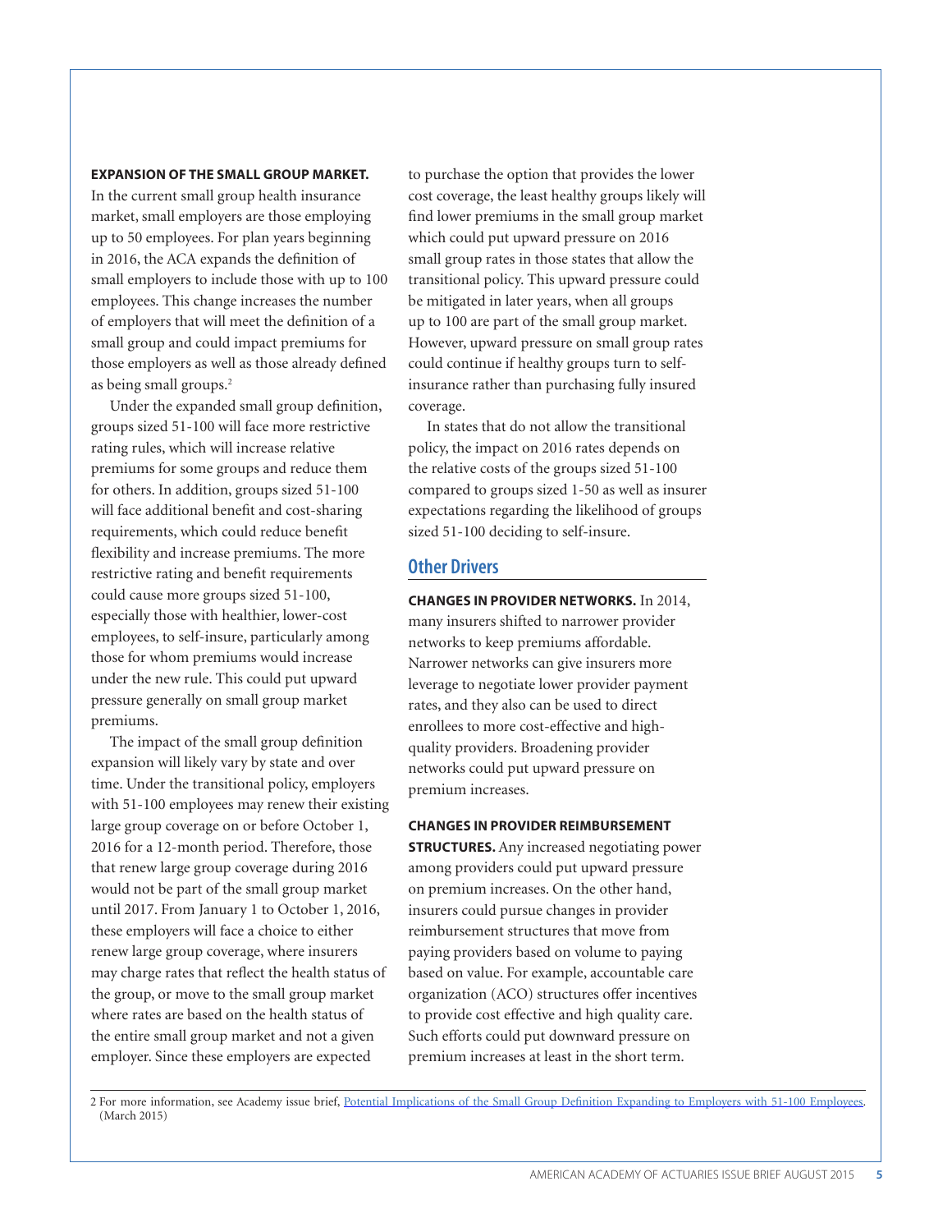**EXPANSION OF THE SMALL GROUP MARKET.** In the current small group health insurance market, small employers are those employing up to 50 employees. For plan years beginning in 2016, the ACA expands the definition of small employers to include those with up to 100 employees. This change increases the number of employers that will meet the definition of a small group and could impact premiums for those employers as well as those already defined as being small groups.[2]

Under the expanded small group definition, groups sized 51-100 will face more restrictive rating rules, which will increase relative premiums for some groups and reduce them for others. In addition, groups sized 51-100 will face additional benefit and cost-sharing requirements, which could reduce benefit flexibility and increase premiums. The more restrictive rating and benefit requirements could cause more groups sized 51-100, especially those with healthier, lower-cost employees, to self-insure, particularly among those for whom premiums would increase under the new rule. This could put upward pressure generally on small group market premiums.

The impact of the small group definition expansion will likely vary by state and over time. Under the transitional policy, employers with 51-100 employees may renew their existing large group coverage on or before October 1, 2016 for a 12-month period. Therefore, those that renew large group coverage during 2016 would not be part of the small group market until 2017. From January 1 to October 1, 2016, these employers will face a choice to either renew large group coverage, where insurers may charge rates that reflect the health status of the group, or move to the small group market where rates are based on the health status of the entire small group market and not a given employer. Since these employers are expected to purchase the option that provides the lower cost coverage, the least healthy groups likely will find lower premiums in the small group market which could put upward pressure on 2016 small group rates in those states that allow the transitional policy. This upward pressure could be mitigated in later years, when all groups up to 100 are part of the small group market. However, upward pressure on small group rates could continue if healthy groups turn to self-insurance rather than purchasing fully insured coverage.

In states that do not allow the transitional policy, the impact on 2016 rates depends on the relative costs of the groups sized 51-100 compared to groups sized 1-50 as well as insurer expectations regarding the likelihood of groups sized 51-100 deciding to self-insure.

## Other Drivers

**CHANGES IN PROVIDER NETWORKS.** In 2014, many insurers shifted to narrower provider networks to keep premiums affordable. Narrower networks can give insurers more leverage to negotiate lower provider payment rates, and they also can be used to direct enrollees to more cost-effective and high-quality providers. Broadening provider networks could put upward pressure on premium increases.

**CHANGES IN PROVIDER REIMBURSEMENT STRUCTURES.** Any increased negotiating power among providers could put upward pressure on premium increases. On the other hand, insurers could pursue changes in provider reimbursement structures that move from paying providers based on volume to paying based on value. For example, accountable care organization (ACO) structures offer incentives to provide cost effective and high quality care. Such efforts could put downward pressure on premium increases at least in the short term.

---

2 For more information, see Academy issue brief, Potential Implications of the Small Group Definition Expanding to Employers with 51-100 Employees. (March 2015)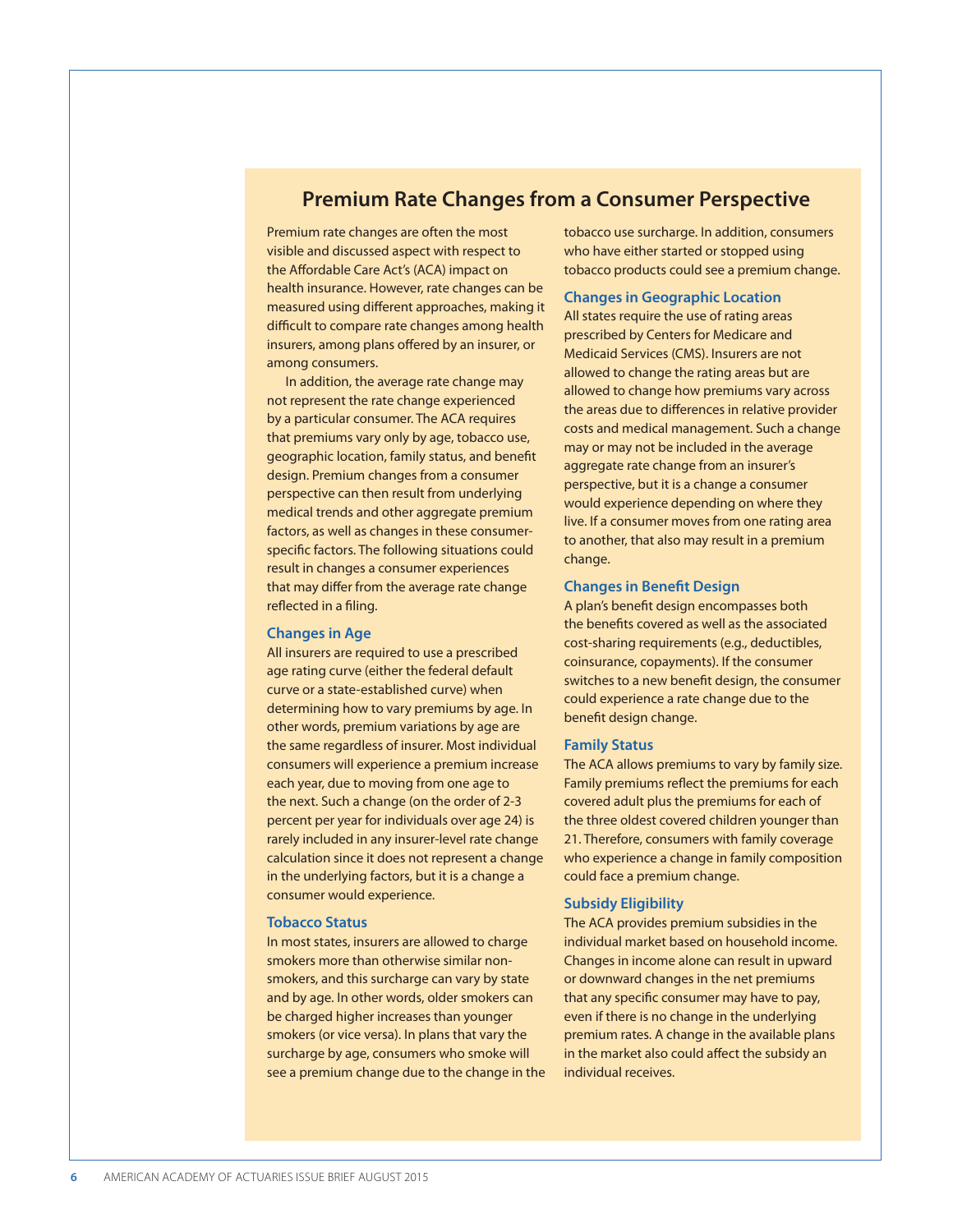## Premium Rate Changes from a Consumer Perspective

Premium rate changes are often the most visible and discussed aspect with respect to the Affordable Care Act's (ACA) impact on health insurance. However, rate changes can be measured using different approaches, making it difficult to compare rate changes among health insurers, among plans offered by an insurer, or among consumers.

In addition, the average rate change may not represent the rate change experienced by a particular consumer. The ACA requires that premiums vary only by age, tobacco use, geographic location, family status, and benefit design. Premium changes from a consumer perspective can then result from underlying medical trends and other aggregate premium factors, as well as changes in these consumer-specific factors. The following situations could result in changes a consumer experiences that may differ from the average rate change reflected in a filing.

### Changes in Age

All insurers are required to use a prescribed age rating curve (either the federal default curve or a state-established curve) when determining how to vary premiums by age. In other words, premium variations by age are the same regardless of insurer. Most individual consumers will experience a premium increase each year, due to moving from one age to the next. Such a change (on the order of 2-3 percent per year for individuals over age 24) is rarely included in any insurer-level rate change calculation since it does not represent a change in the underlying factors, but it is a change a consumer would experience.

### Tobacco Status

In most states, insurers are allowed to charge smokers more than otherwise similar non-smokers, and this surcharge can vary by state and by age. In other words, older smokers can be charged higher increases than younger smokers (or vice versa). In plans that vary the surcharge by age, consumers who smoke will see a premium change due to the change in the tobacco use surcharge. In addition, consumers who have either started or stopped using tobacco products could see a premium change.

### Changes in Geographic Location

All states require the use of rating areas prescribed by Centers for Medicare and Medicaid Services (CMS). Insurers are not allowed to change the rating areas but are allowed to change how premiums vary across the areas due to differences in relative provider costs and medical management. Such a change may or may not be included in the average aggregate rate change from an insurer's perspective, but it is a change a consumer would experience depending on where they live. If a consumer moves from one rating area to another, that also may result in a premium change.

### Changes in Benefit Design

A plan's benefit design encompasses both the benefits covered as well as the associated cost-sharing requirements (e.g., deductibles, coinsurance, copayments). If the consumer switches to a new benefit design, the consumer could experience a rate change due to the benefit design change.

### Family Status

The ACA allows premiums to vary by family size. Family premiums reflect the premiums for each covered adult plus the premiums for each of the three oldest covered children younger than 21. Therefore, consumers with family coverage who experience a change in family composition could face a premium change.

### Subsidy Eligibility

The ACA provides premium subsidies in the individual market based on household income. Changes in income alone can result in upward or downward changes in the net premiums that any specific consumer may have to pay, even if there is no change in the underlying premium rates. A change in the available plans in the market also could affect the subsidy an individual receives.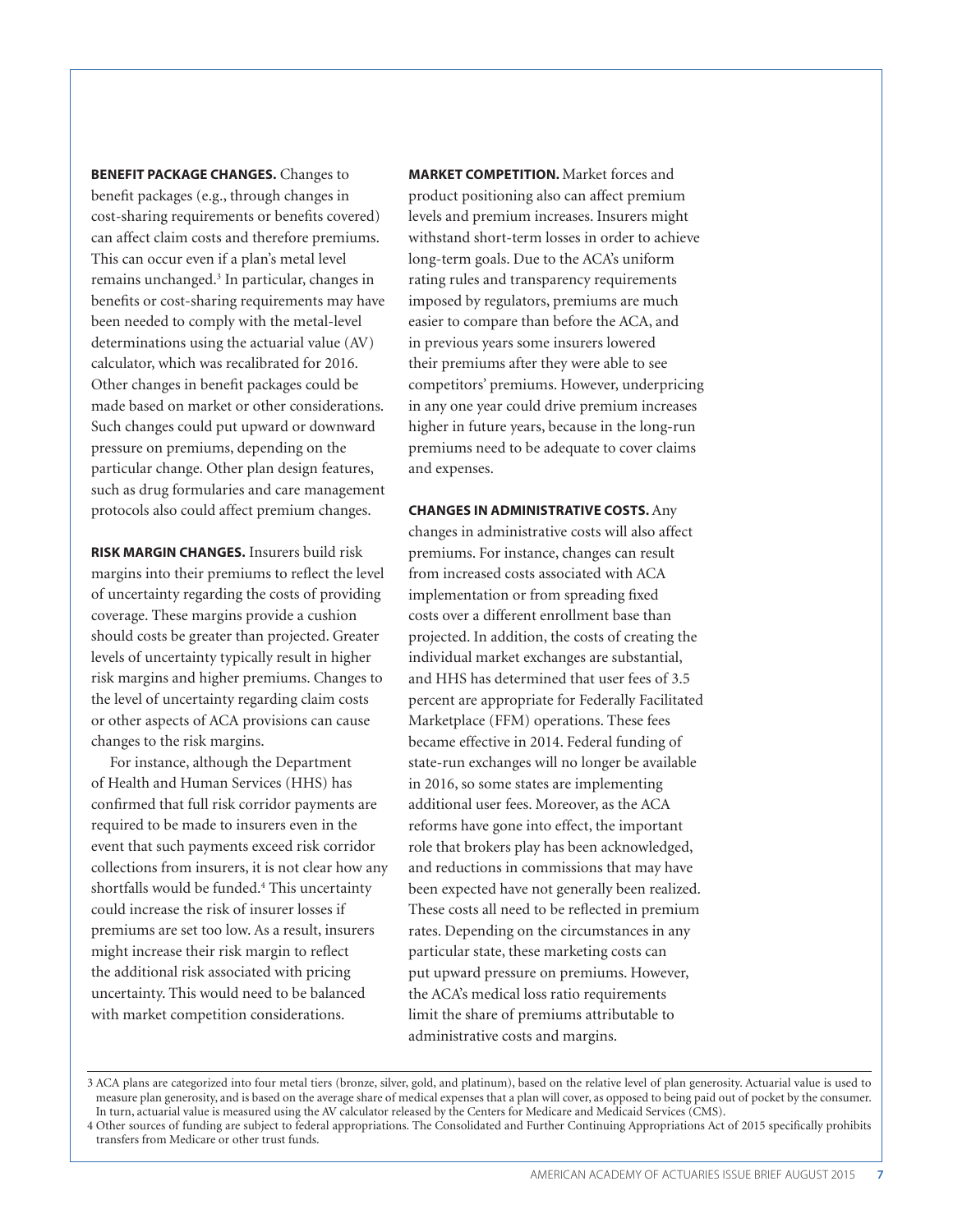**BENEFIT PACKAGE CHANGES.** Changes to benefit packages (e.g., through changes in cost-sharing requirements or benefits covered) can affect claim costs and therefore premiums. This can occur even if a plan's metal level remains unchanged.[3] In particular, changes in benefits or cost-sharing requirements may have been needed to comply with the metal-level determinations using the actuarial value (AV) calculator, which was recalibrated for 2016. Other changes in benefit packages could be made based on market or other considerations. Such changes could put upward or downward pressure on premiums, depending on the particular change. Other plan design features, such as drug formularies and care management protocols also could affect premium changes.

**RISK MARGIN CHANGES.** Insurers build risk margins into their premiums to reflect the level of uncertainty regarding the costs of providing coverage. These margins provide a cushion should costs be greater than projected. Greater levels of uncertainty typically result in higher risk margins and higher premiums. Changes to the level of uncertainty regarding claim costs or other aspects of ACA provisions can cause changes to the risk margins.

For instance, although the Department of Health and Human Services (HHS) has confirmed that full risk corridor payments are required to be made to insurers even in the event that such payments exceed risk corridor collections from insurers, it is not clear how any shortfalls would be funded.[4] This uncertainty could increase the risk of insurer losses if premiums are set too low. As a result, insurers might increase their risk margin to reflect the additional risk associated with pricing uncertainty. This would need to be balanced with market competition considerations.

**MARKET COMPETITION.** Market forces and product positioning also can affect premium levels and premium increases. Insurers might withstand short-term losses in order to achieve long-term goals. Due to the ACA's uniform rating rules and transparency requirements imposed by regulators, premiums are much easier to compare than before the ACA, and in previous years some insurers lowered their premiums after they were able to see competitors' premiums. However, underpricing in any one year could drive premium increases higher in future years, because in the long-run premiums need to be adequate to cover claims and expenses.

**CHANGES IN ADMINISTRATIVE COSTS.** Any changes in administrative costs will also affect premiums. For instance, changes can result from increased costs associated with ACA implementation or from spreading fixed costs over a different enrollment base than projected. In addition, the costs of creating the individual market exchanges are substantial, and HHS has determined that user fees of 3.5 percent are appropriate for Federally Facilitated Marketplace (FFM) operations. These fees became effective in 2014. Federal funding of state-run exchanges will no longer be available in 2016, so some states are implementing additional user fees. Moreover, as the ACA reforms have gone into effect, the important role that brokers play has been acknowledged, and reductions in commissions that may have been expected have not generally been realized. These costs all need to be reflected in premium rates. Depending on the circumstances in any particular state, these marketing costs can put upward pressure on premiums. However, the ACA's medical loss ratio requirements limit the share of premiums attributable to administrative costs and margins.

---

3 ACA plans are categorized into four metal tiers (bronze, silver, gold, and platinum), based on the relative level of plan generosity. Actuarial value is used to measure plan generosity, and is based on the average share of medical expenses that a plan will cover, as opposed to being paid out of pocket by the consumer. In turn, actuarial value is measured using the AV calculator released by the Centers for Medicare and Medicaid Services (CMS).

4 Other sources of funding are subject to federal appropriations. The Consolidated and Further Continuing Appropriations Act of 2015 specifically prohibits transfers from Medicare or other trust funds.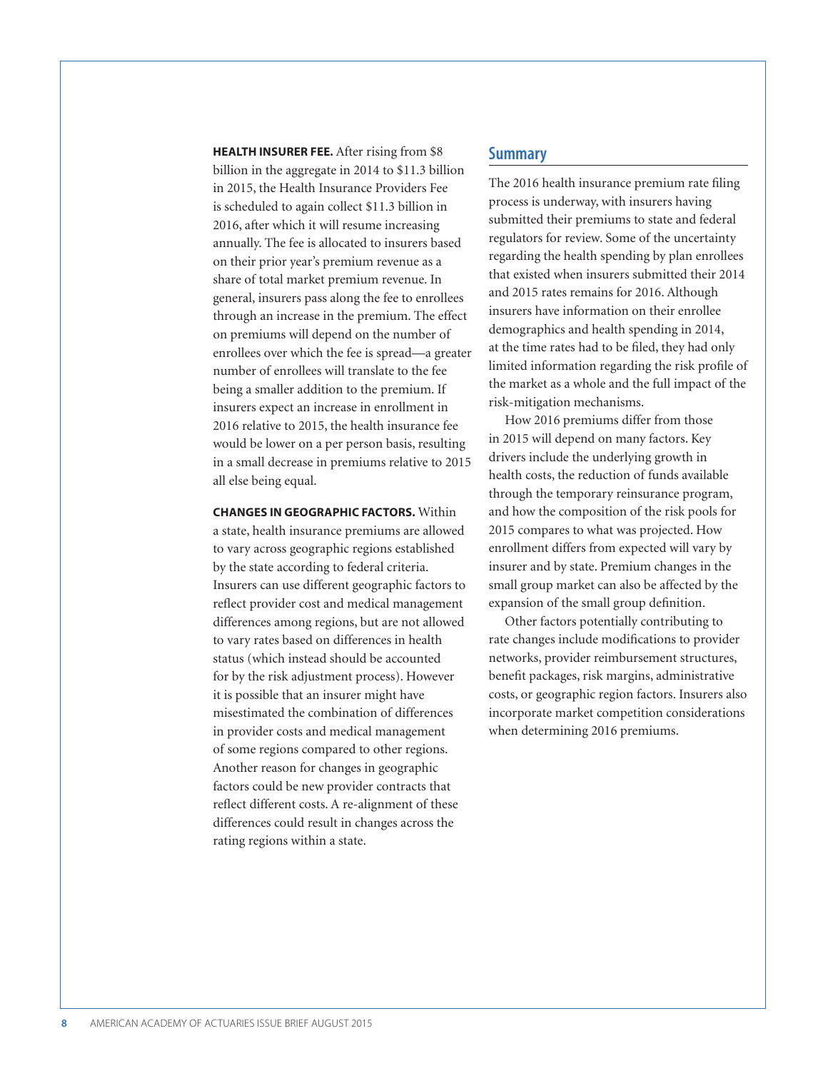**HEALTH INSURER FEE.** After rising from $8 billion in the aggregate in 2014 to $11.3 billion in 2015, the Health Insurance Providers Fee is scheduled to again collect $11.3 billion in 2016, after which it will resume increasing annually. The fee is allocated to insurers based on their prior year's premium revenue as a share of total market premium revenue. In general, insurers pass along the fee to enrollees through an increase in the premium. The effect on premiums will depend on the number of enrollees over which the fee is spread—a greater number of enrollees will translate to the fee being a smaller addition to the premium. If insurers expect an increase in enrollment in 2016 relative to 2015, the health insurance fee would be lower on a per person basis, resulting in a small decrease in premiums relative to 2015 all else being equal.

**CHANGES IN GEOGRAPHIC FACTORS.** Within a state, health insurance premiums are allowed to vary across geographic regions established by the state according to federal criteria. Insurers can use different geographic factors to reflect provider cost and medical management differences among regions, but are not allowed to vary rates based on differences in health status (which instead should be accounted for by the risk adjustment process). However it is possible that an insurer might have misestimated the combination of differences in provider costs and medical management of some regions compared to other regions. Another reason for changes in geographic factors could be new provider contracts that reflect different costs. A re-alignment of these differences could result in changes across the rating regions within a state.

## Summary

The 2016 health insurance premium rate filing process is underway, with insurers having submitted their premiums to state and federal regulators for review. Some of the uncertainty regarding the health spending by plan enrollees that existed when insurers submitted their 2014 and 2015 rates remains for 2016. Although insurers have information on their enrollee demographics and health spending in 2014, at the time rates had to be filed, they had only limited information regarding the risk profile of the market as a whole and the full impact of the risk-mitigation mechanisms.

How 2016 premiums differ from those in 2015 will depend on many factors. Key drivers include the underlying growth in health costs, the reduction of funds available through the temporary reinsurance program, and how the composition of the risk pools for 2015 compares to what was projected. How enrollment differs from expected will vary by insurer and by state. Premium changes in the small group market can also be affected by the expansion of the small group definition.

Other factors potentially contributing to rate changes include modifications to provider networks, provider reimbursement structures, benefit packages, risk margins, administrative costs, or geographic region factors. Insurers also incorporate market competition considerations when determining 2016 premiums.